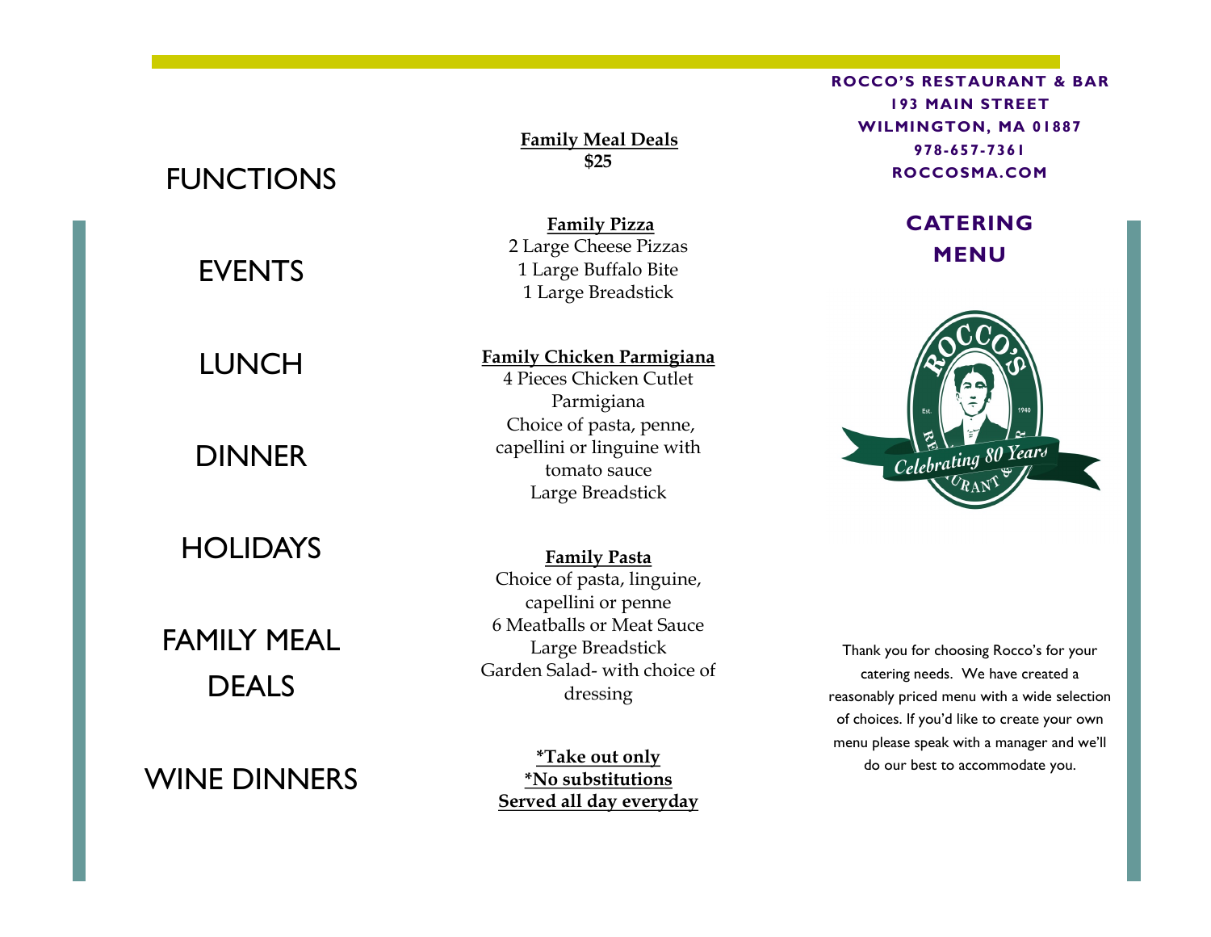FUNCTIONS

EVENTS

LUNCH

DINNER

HOLIDAYS

FAMILY MEAL DEALS

WINE DINNERS

## Family Meal Deals
**$25**

**Family Pizza**
2 Large Cheese Pizzas
1 Large Buffalo Bite
1 Large Breadstick

**Family Chicken Parmigiana**
4 Pieces Chicken Cutlet Parmigiana
Choice of pasta, penne, capellini or linguine with tomato sauce
Large Breadstick

**Family Pasta**
Choice of pasta, linguine, capellini or penne
6 Meatballs or Meat Sauce
Large Breadstick
Garden Salad- with choice of dressing

**\*Take out only**
**\*No substitutions**
**Served all day everyday**

**ROCCO'S RESTAURANT & BAR**
**193 MAIN STREET**
**WILMINGTON, MA 01887**
**978-657-7361**
**ROCCOSMA.COM**

# CATERING MENU

ROCCO'S RESTAURANT & BAR
Est. 1940
Celebrating 80 Years

Thank you for choosing Rocco's for your catering needs. We have created a reasonably priced menu with a wide selection of choices. If you'd like to create your own menu please speak with a manager and we'll do our best to accommodate you.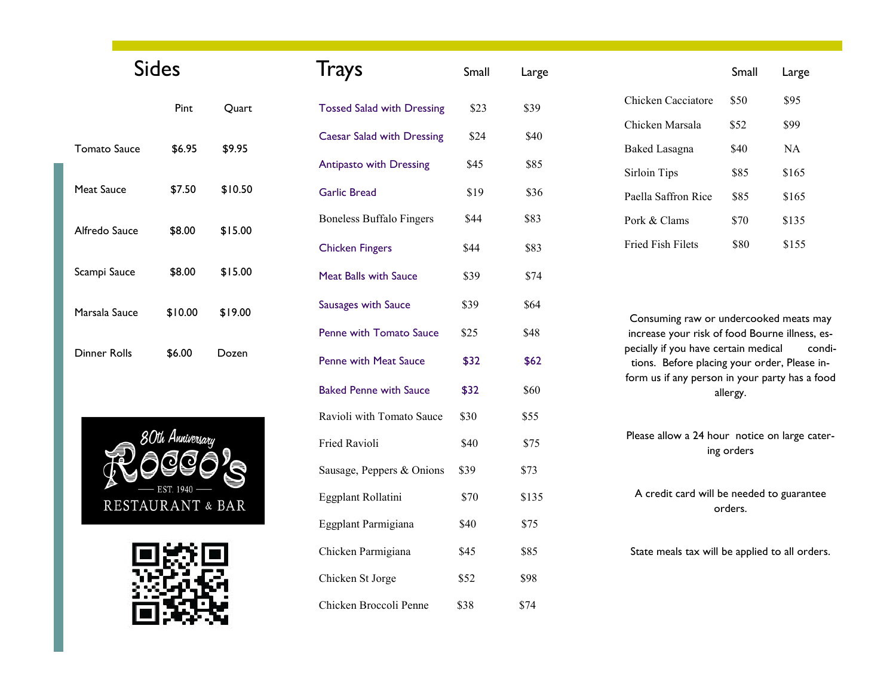## Sides

| | Pint | Quart |
|---|---|---|
| Tomato Sauce | $6.95 | $9.95 |
| Meat Sauce | $7.50 | $10.50 |
| Alfredo Sauce | $8.00 | $15.00 |
| Scampi Sauce | $8.00 | $15.00 |
| Marsala Sauce | $10.00 | $19.00 |
| Dinner Rolls | $6.00 | Dozen |

80th Anniversary

Rocco's

EST. 1940

RESTAURANT & BAR

## Trays

| | Small | Large |
|---|---|---|
| Tossed Salad with Dressing | $23 | $39 |
| Caesar Salad with Dressing | $24 | $40 |
| Antipasto with Dressing | $45 | $85 |
| Garlic Bread | $19 | $36 |
| Boneless Buffalo Fingers | $44 | $83 |
| Chicken Fingers | $44 | $83 |
| Meat Balls with Sauce | $39 | $74 |
| Sausages with Sauce | $39 | $64 |
| Penne with Tomato Sauce | $25 | $48 |
| Penne with Meat Sauce | $32 | $62 |
| Baked Penne with Sauce | $32 | $60 |
| Ravioli with Tomato Sauce | $30 | $55 |
| Fried Ravioli | $40 | $75 |
| Sausage, Peppers & Onions | $39 | $73 |
| Eggplant Rollatini | $70 | $135 |
| Eggplant Parmigiana | $40 | $75 |
| Chicken Parmigiana | $45 | $85 |
| Chicken St Jorge | $52 | $98 |
| Chicken Broccoli Penne | $38 | $74 |

| | Small | Large |
|---|---|---|
| Chicken Cacciatore | $50 | $95 |
| Chicken Marsala | $52 | $99 |
| Baked Lasagna | $40 | NA |
| Sirloin Tips | $85 | $165 |
| Paella Saffron Rice | $85 | $165 |
| Pork & Clams | $70 | $135 |
| Fried Fish Filets | $80 | $155 |

Consuming raw or undercooked meats may increase your risk of food Bourne illness, especially if you have certain medical conditions. Before placing your order, Please inform us if any person in your party has a food allergy.

Please allow a 24 hour notice on large catering orders

A credit card will be needed to guarantee orders.

State meals tax will be applied to all orders.